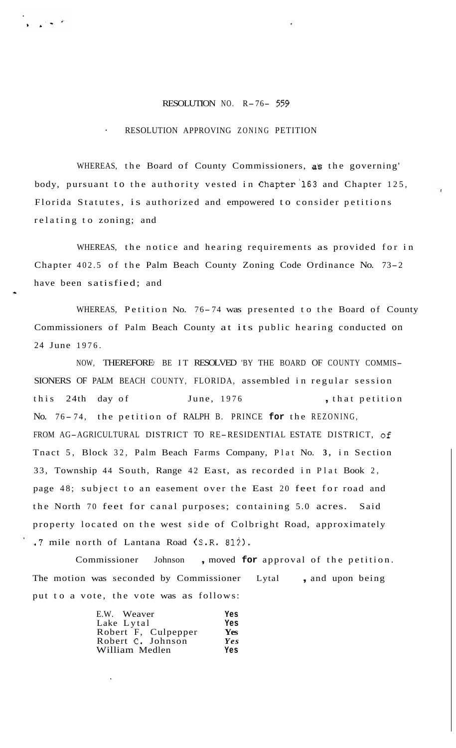RESOLUTION NO. R-76- 559

RESOLUTION APPROVING ZONING PETITION

WHEREAS, the Board of County Commissioners, as the governing body, pursuant to the authority vested in Chapter 163 and Chapter 125, Florida Statutes, is authorized and empowered to consider petitions relating to zoning; and

WHEREAS, the notice and hearing requirements as provided for in Chapter 402.5 of the Palm Beach County Zoning Code Ordinance No. 73-2 have been satisfied; and

WHEREAS, Petition No. 76-74 was presented to the Board of County Commissioners of Palm Beach County at its public hearing conducted on 24 June 1976.

NOW, THEREFORE BE IT RESOLVED BY THE BOARD OF COUNTY COMMISSIONERS OF PALM BEACH COUNTY, FLORIDA, assembled in regular session this 24th day of June, 1976, that petition No. 76-74, the petition of RALPH B. PRINCE **for** the REZONING, FROM AG-AGRICULTURAL DISTRICT TO RE-RESIDENTIAL ESTATE DISTRICT, of Tnact 5, Block 32, Palm Beach Farms Company, Plat No. 3, in Section 33, Township 44 South, Range 42 East, as recorded in Plat Book 2, page 48; subject to an easement over the East 20 feet for road and the North 70 feet for canal purposes; containing 5.0 acres. Said property located on the west side of Colbright Road, approximately .7 mile north of Lantana Road (S.R. 812).

Commissioner Johnson, moved **for** approval of the petition. The motion was seconded by Commissioner Lytal, and upon being put to a vote, the vote was as follows:

| | |
|---|---|
| E.W. Weaver | Yes |
| Lake Lytal | Yes |
| Robert F. Culpepper | Yes |
| Robert C. Johnson | Yes |
| William Medlen | Yes |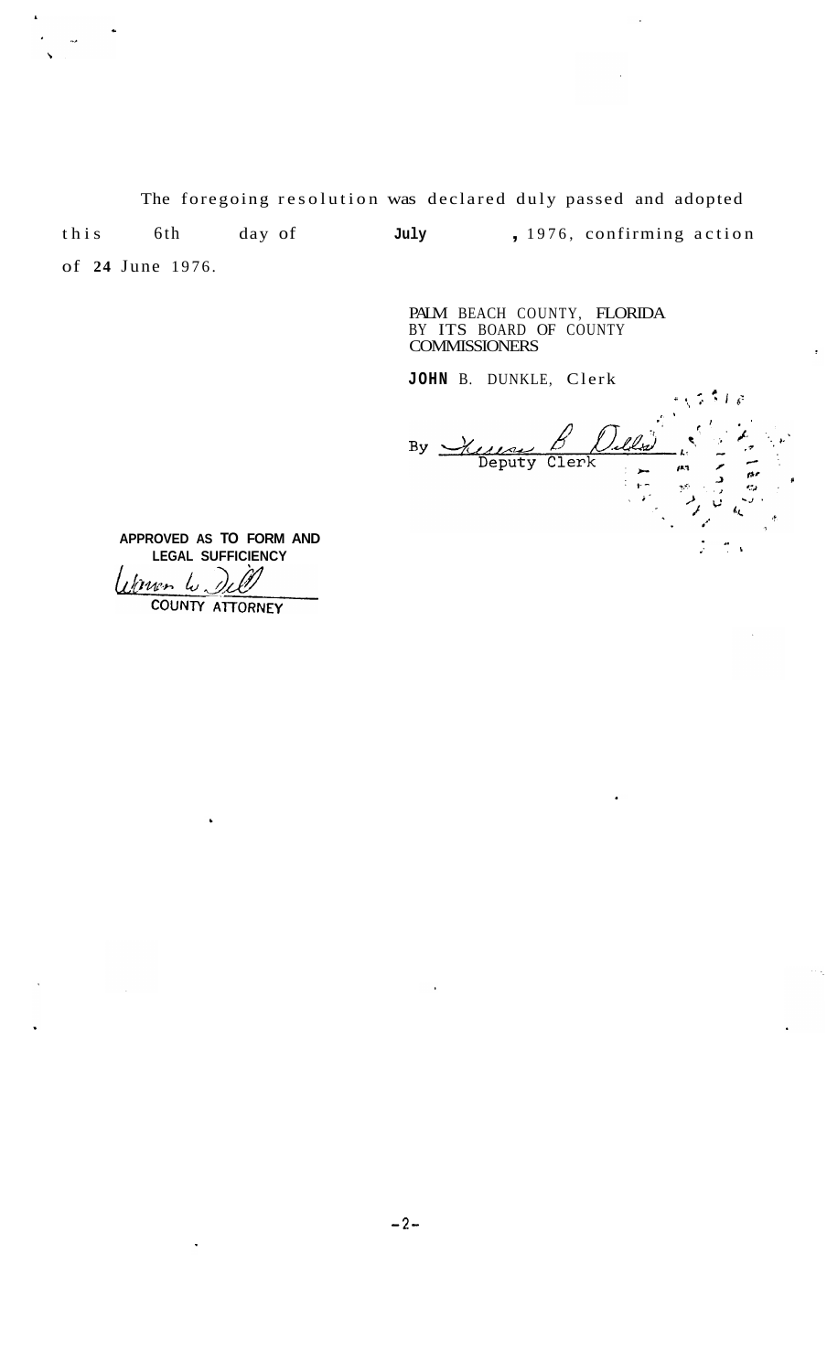The foregoing resolution was declared duly passed and adopted this 6th day of **July**, 1976, confirming action of **24** June 1976.

PALM BEACH COUNTY, FLORIDA
BY ITS BOARD OF COUNTY
COMMISSIONERS

**JOHN** B. DUNKLE, Clerk

By _______________
Deputy Clerk

**APPROVED AS TO FORM AND LEGAL SUFFICIENCY**

_______________
COUNTY ATTORNEY